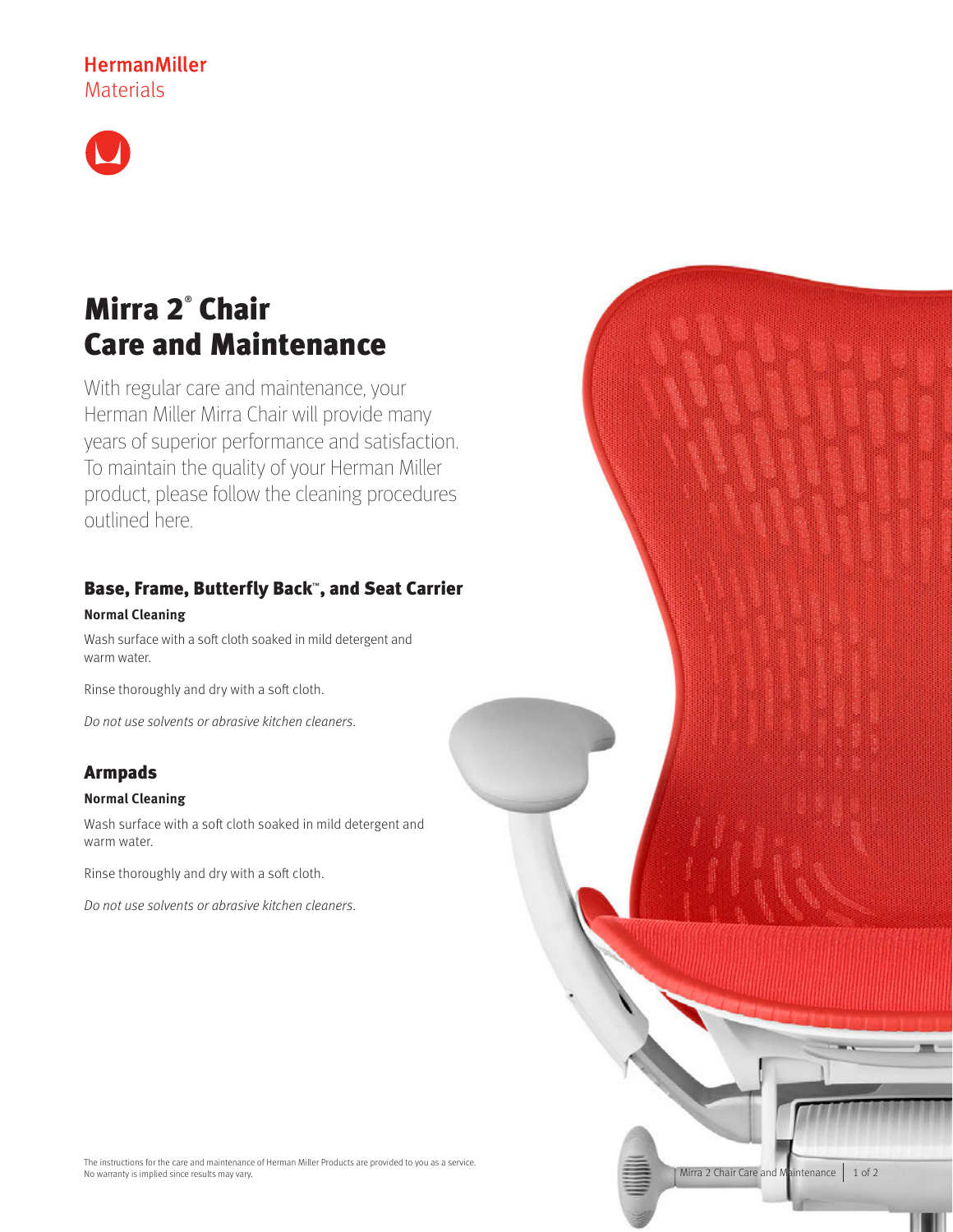HermanMiller
Materials

# Mirra 2® Chair Care and Maintenance

With regular care and maintenance, your Herman Miller Mirra Chair will provide many years of superior performance and satisfaction. To maintain the quality of your Herman Miller product, please follow the cleaning procedures outlined here.

## Base, Frame, Butterfly Back™, and Seat Carrier

**Normal Cleaning**

Wash surface with a soft cloth soaked in mild detergent and warm water.

Rinse thoroughly and dry with a soft cloth.

*Do not use solvents or abrasive kitchen cleaners.*

## Armpads

**Normal Cleaning**

Wash surface with a soft cloth soaked in mild detergent and warm water.

Rinse thoroughly and dry with a soft cloth.

*Do not use solvents or abrasive kitchen cleaners.*

The instructions for the care and maintenance of Herman Miller Products are provided to you as a service. No warranty is implied since results may vary.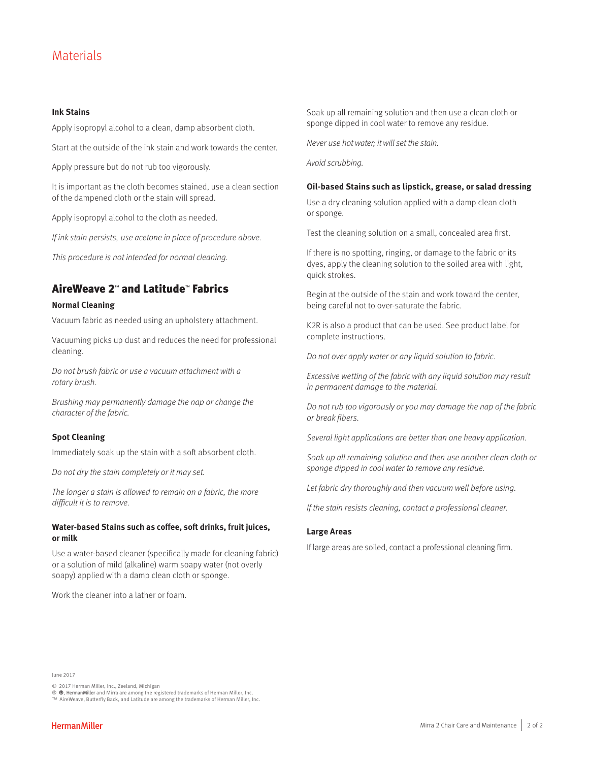# Materials

**Ink Stains**

Apply isopropyl alcohol to a clean, damp absorbent cloth.

Start at the outside of the ink stain and work towards the center.

Apply pressure but do not rub too vigorously.

It is important as the cloth becomes stained, use a clean section of the dampened cloth or the stain will spread.

Apply isopropyl alcohol to the cloth as needed.

*If ink stain persists, use acetone in place of procedure above.*

*This procedure is not intended for normal cleaning.*

## AireWeave 2™ and Latitude™ Fabrics

**Normal Cleaning**

Vacuum fabric as needed using an upholstery attachment.

Vacuuming picks up dust and reduces the need for professional cleaning.

*Do not brush fabric or use a vacuum attachment with a rotary brush.*

*Brushing may permanently damage the nap or change the character of the fabric.*

**Spot Cleaning**

Immediately soak up the stain with a soft absorbent cloth.

*Do not dry the stain completely or it may set.*

*The longer a stain is allowed to remain on a fabric, the more difficult it is to remove.*

**Water-based Stains such as coffee, soft drinks, fruit juices, or milk**

Use a water-based cleaner (specifically made for cleaning fabric) or a solution of mild (alkaline) warm soapy water (not overly soapy) applied with a damp clean cloth or sponge.

Work the cleaner into a lather or foam.

Soak up all remaining solution and then use a clean cloth or sponge dipped in cool water to remove any residue.

*Never use hot water; it will set the stain.*

*Avoid scrubbing.*

**Oil-based Stains such as lipstick, grease, or salad dressing**

Use a dry cleaning solution applied with a damp clean cloth or sponge.

Test the cleaning solution on a small, concealed area first.

If there is no spotting, ringing, or damage to the fabric or its dyes, apply the cleaning solution to the soiled area with light, quick strokes.

Begin at the outside of the stain and work toward the center, being careful not to over-saturate the fabric.

K2R is also a product that can be used. See product label for complete instructions.

*Do not over apply water or any liquid solution to fabric.*

*Excessive wetting of the fabric with any liquid solution may result in permanent damage to the material.*

*Do not rub too vigorously or you may damage the nap of the fabric or break fibers.*

*Several light applications are better than one heavy application.*

*Soak up all remaining solution and then use another clean cloth or sponge dipped in cool water to remove any residue.*

*Let fabric dry thoroughly and then vacuum well before using.*

*If the stain resists cleaning, contact a professional cleaner.*

**Large Areas**

If large areas are soiled, contact a professional cleaning firm.

June 2017

© 2017 Herman Miller, Inc., Zeeland, Michigan
®, HermanMiller and Mirra are among the registered trademarks of Herman Miller, Inc.
™ AireWeave, Butterfly Back, and Latitude are among the trademarks of Herman Miller, Inc.